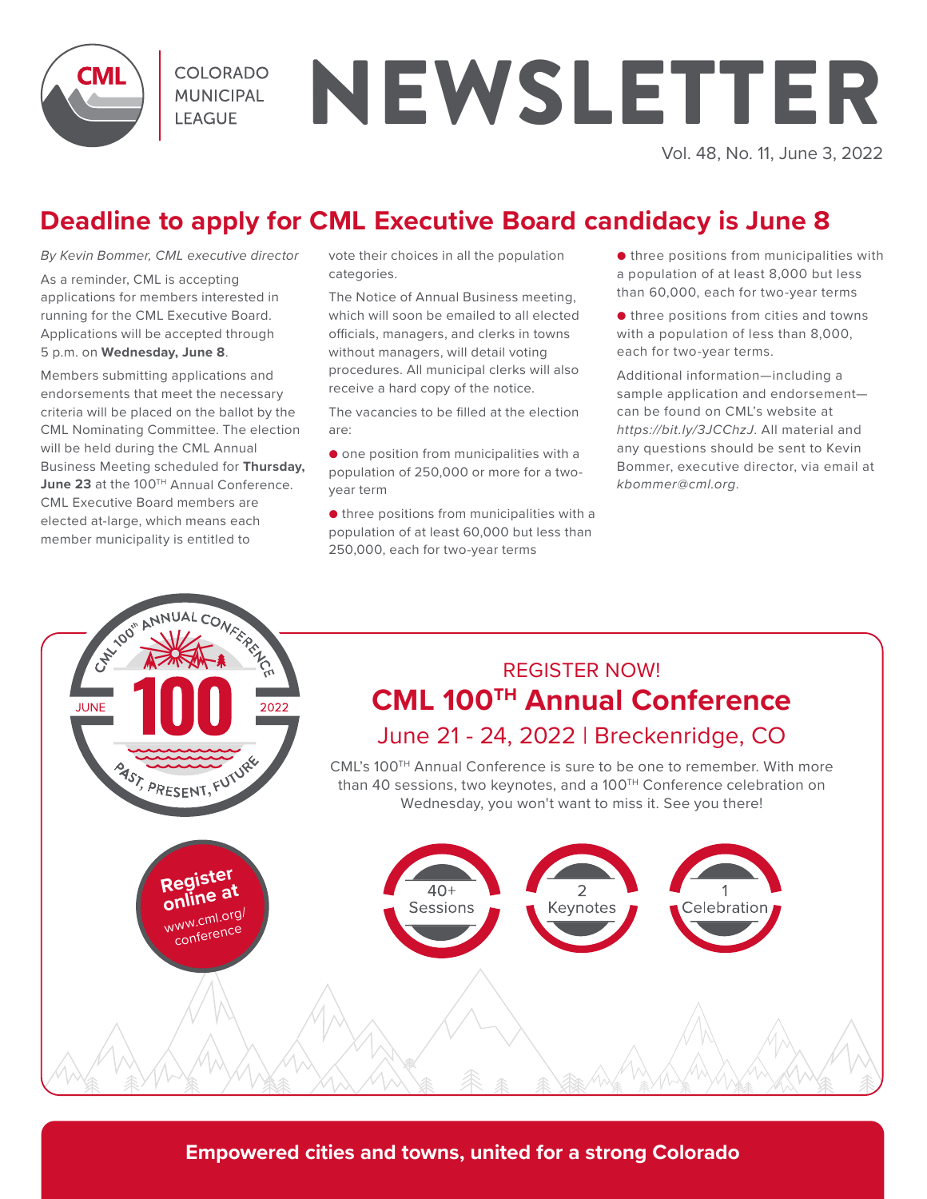# COLORADO MUNICIPAL LEAGUE NEWSLETTER

Vol. 48, No. 11, June 3, 2022

## Deadline to apply for CML Executive Board candidacy is June 8

*By Kevin Bommer, CML executive director*

As a reminder, CML is accepting applications for members interested in running for the CML Executive Board. Applications will be accepted through 5 p.m. on **Wednesday, June 8**.

Members submitting applications and endorsements that meet the necessary criteria will be placed on the ballot by the CML Nominating Committee. The election will be held during the CML Annual Business Meeting scheduled for **Thursday, June 23** at the 100TH Annual Conference. CML Executive Board members are elected at-large, which means each member municipality is entitled to vote their choices in all the population categories.

The Notice of Annual Business meeting, which will soon be emailed to all elected officials, managers, and clerks in towns without managers, will detail voting procedures. All municipal clerks will also receive a hard copy of the notice.

The vacancies to be filled at the election are:

- one position from municipalities with a population of 250,000 or more for a two-year term
- three positions from municipalities with a population of at least 60,000 but less than 250,000, each for two-year terms
- three positions from municipalities with a population of at least 8,000 but less than 60,000, each for two-year terms
- three positions from cities and towns with a population of less than 8,000, each for two-year terms.

Additional information—including a sample application and endorsement—can be found on CML's website at *https://bit.ly/3JCChzJ*. All material and any questions should be sent to Kevin Bommer, executive director, via email at *kbommer@cml.org*.

CML 100th ANNUAL CONFERENCE — JUNE 100 2022 — PAST, PRESENT, FUTURE

REGISTER NOW!

## CML 100TH Annual Conference

June 21 - 24, 2022 | Breckenridge, CO

CML's 100TH Annual Conference is sure to be one to remember. With more than 40 sessions, two keynotes, and a 100TH Conference celebration on Wednesday, you won't want to miss it. See you there!

**Register online at** www.cml.org/conference

40+ Sessions | 2 Keynotes | 1 Celebration

**Empowered cities and towns, united for a strong Colorado**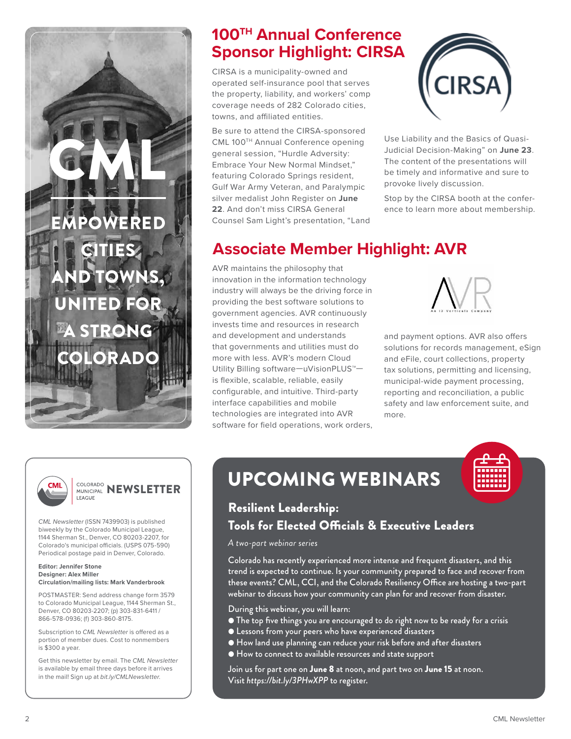CML

EMPOWERED CITIES AND TOWNS, UNITED FOR A STRONG COLORADO

## 100TH Annual Conference Sponsor Highlight: CIRSA

CIRSA is a municipality-owned and operated self-insurance pool that serves the property, liability, and workers' comp coverage needs of 282 Colorado cities, towns, and affiliated entities.

Be sure to attend the CIRSA-sponsored CML 100TH Annual Conference opening general session, "Hurdle Adversity: Embrace Your New Normal Mindset," featuring Colorado Springs resident, Gulf War Army Veteran, and Paralympic silver medalist John Register on **June 22**. And don't miss CIRSA General Counsel Sam Light's presentation, "Land Use Liability and the Basics of Quasi-Judicial Decision-Making" on **June 23**. The content of the presentations will be timely and informative and sure to provoke lively discussion.

Stop by the CIRSA booth at the conference to learn more about membership.

## Associate Member Highlight: AVR

AVR maintains the philosophy that innovation in the information technology industry will always be the driving force in providing the best software solutions to government agencies. AVR continuously invests time and resources in research and development and understands that governments and utilities must do more with less. AVR's modern Cloud Utility Billing software—uVisionPLUS™—is flexible, scalable, reliable, easily configurable, and intuitive. Third-party interface capabilities and mobile technologies are integrated into AVR software for field operations, work orders, and payment options. AVR also offers solutions for records management, eSign and eFile, court collections, property tax solutions, permitting and licensing, municipal-wide payment processing, reporting and reconciliation, a public safety and law enforcement suite, and more.

---

CML COLORADO MUNICIPAL LEAGUE **NEWSLETTER**

*CML Newsletter* (ISSN 7439903) is published biweekly by the Colorado Municipal League, 1144 Sherman St., Denver, CO 80203-2207, for Colorado's municipal officials. (USPS 075-590) Periodical postage paid in Denver, Colorado.

**Editor: Jennifer Stone**
**Designer: Alex Miller**
**Circulation/mailing lists: Mark Vanderbrook**

POSTMASTER: Send address change form 3579 to Colorado Municipal League, 1144 Sherman St., Denver, CO 80203-2207; (p) 303-831-6411 / 866-578-0936; (f) 303-860-8175.

Subscription to *CML Newsletter* is offered as a portion of member dues. Cost to nonmembers is $300 a year.

Get this newsletter by email. The *CML Newsletter* is available by email three days before it arrives in the mail! Sign up at *bit.ly/CMLNewsletter.*

---

## UPCOMING WEBINARS

### Resilient Leadership: Tools for Elected Officials & Executive Leaders

*A two-part webinar series*

Colorado has recently experienced more intense and frequent disasters, and this trend is expected to continue. Is your community prepared to face and recover from these events? CML, CCI, and the Colorado Resiliency Office are hosting a two-part webinar to discuss how your community can plan for and recover from disaster.

During this webinar, you will learn:

- The top five things you are encouraged to do right now to be ready for a crisis
- Lessons from your peers who have experienced disasters
- How land use planning can reduce your risk before and after disasters
- How to connect to available resources and state support

Join us for part one on **June 8** at noon, and part two on **June 15** at noon. Visit *https://bit.ly/3PHwXPP* to register.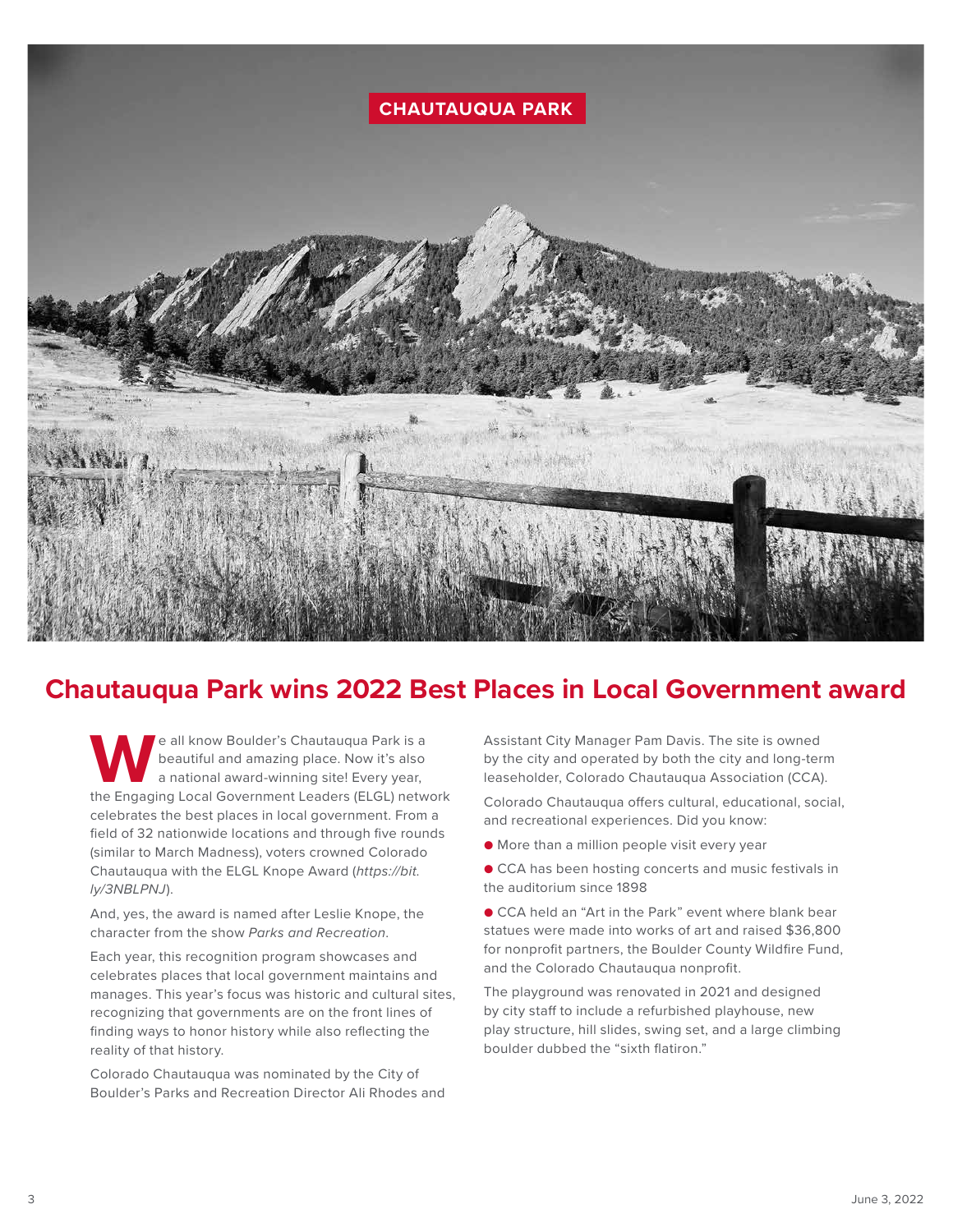CHAUTAUQUA PARK

# Chautauqua Park wins 2022 Best Places in Local Government award

We all know Boulder's Chautauqua Park is a beautiful and amazing place. Now it's also a national award-winning site! Every year, the Engaging Local Government Leaders (ELGL) network celebrates the best places in local government. From a field of 32 nationwide locations and through five rounds (similar to March Madness), voters crowned Colorado Chautauqua with the ELGL Knope Award (*https://bit.ly/3NBLPNJ*).

And, yes, the award is named after Leslie Knope, the character from the show *Parks and Recreation*.

Each year, this recognition program showcases and celebrates places that local government maintains and manages. This year's focus was historic and cultural sites, recognizing that governments are on the front lines of finding ways to honor history while also reflecting the reality of that history.

Colorado Chautauqua was nominated by the City of Boulder's Parks and Recreation Director Ali Rhodes and Assistant City Manager Pam Davis. The site is owned by the city and operated by both the city and long-term leaseholder, Colorado Chautauqua Association (CCA).

Colorado Chautauqua offers cultural, educational, social, and recreational experiences. Did you know:

- More than a million people visit every year
- CCA has been hosting concerts and music festivals in the auditorium since 1898
- CCA held an "Art in the Park" event where blank bear statues were made into works of art and raised $36,800 for nonprofit partners, the Boulder County Wildfire Fund, and the Colorado Chautauqua nonprofit.

The playground was renovated in 2021 and designed by city staff to include a refurbished playhouse, new play structure, hill slides, swing set, and a large climbing boulder dubbed the "sixth flatiron."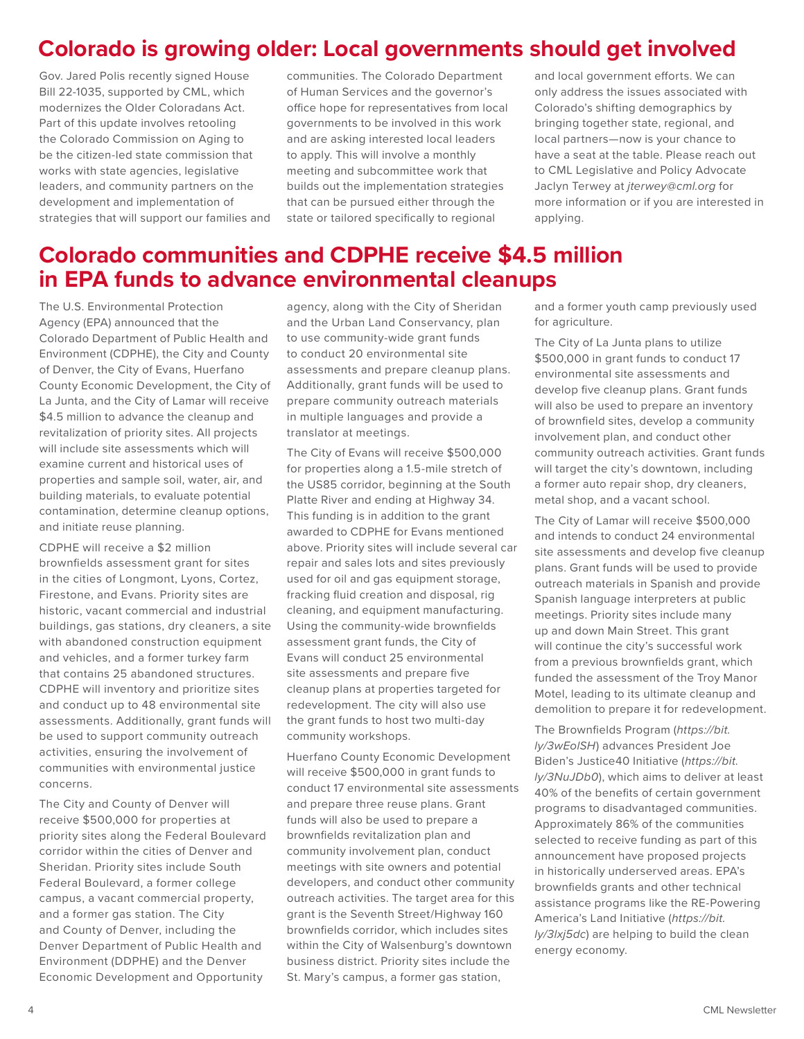## Colorado is growing older: Local governments should get involved

Gov. Jared Polis recently signed House Bill 22-1035, supported by CML, which modernizes the Older Coloradans Act. Part of this update involves retooling the Colorado Commission on Aging to be the citizen-led state commission that works with state agencies, legislative leaders, and community partners on the development and implementation of strategies that will support our families and communities. The Colorado Department of Human Services and the governor's office hope for representatives from local governments to be involved in this work and are asking interested local leaders to apply. This will involve a monthly meeting and subcommittee work that builds out the implementation strategies that can be pursued either through the state or tailored specifically to regional and local government efforts. We can only address the issues associated with Colorado's shifting demographics by bringing together state, regional, and local partners—now is your chance to have a seat at the table. Please reach out to CML Legislative and Policy Advocate Jaclyn Terwey at *jterwey@cml.org* for more information or if you are interested in applying.

## Colorado communities and CDPHE receive $4.5 million in EPA funds to advance environmental cleanups

The U.S. Environmental Protection Agency (EPA) announced that the Colorado Department of Public Health and Environment (CDPHE), the City and County of Denver, the City of Evans, Huerfano County Economic Development, the City of La Junta, and the City of Lamar will receive $4.5 million to advance the cleanup and revitalization of priority sites. All projects will include site assessments which will examine current and historical uses of properties and sample soil, water, air, and building materials, to evaluate potential contamination, determine cleanup options, and initiate reuse planning.

CDPHE will receive a $2 million brownfields assessment grant for sites in the cities of Longmont, Lyons, Cortez, Firestone, and Evans. Priority sites are historic, vacant commercial and industrial buildings, gas stations, dry cleaners, a site with abandoned construction equipment and vehicles, and a former turkey farm that contains 25 abandoned structures. CDPHE will inventory and prioritize sites and conduct up to 48 environmental site assessments. Additionally, grant funds will be used to support community outreach activities, ensuring the involvement of communities with environmental justice concerns.

The City and County of Denver will receive $500,000 for properties at priority sites along the Federal Boulevard corridor within the cities of Denver and Sheridan. Priority sites include South Federal Boulevard, a former college campus, a vacant commercial property, and a former gas station. The City and County of Denver, including the Denver Department of Public Health and Environment (DDPHE) and the Denver Economic Development and Opportunity agency, along with the City of Sheridan and the Urban Land Conservancy, plan to use community-wide grant funds to conduct 20 environmental site assessments and prepare cleanup plans. Additionally, grant funds will be used to prepare community outreach materials in multiple languages and provide a translator at meetings.

The City of Evans will receive $500,000 for properties along a 1.5-mile stretch of the US85 corridor, beginning at the South Platte River and ending at Highway 34. This funding is in addition to the grant awarded to CDPHE for Evans mentioned above. Priority sites will include several car repair and sales lots and sites previously used for oil and gas equipment storage, fracking fluid creation and disposal, rig cleaning, and equipment manufacturing. Using the community-wide brownfields assessment grant funds, the City of Evans will conduct 25 environmental site assessments and prepare five cleanup plans at properties targeted for redevelopment. The city will also use the grant funds to host two multi-day community workshops.

Huerfano County Economic Development will receive $500,000 in grant funds to conduct 17 environmental site assessments and prepare three reuse plans. Grant funds will also be used to prepare a brownfields revitalization plan and community involvement plan, conduct meetings with site owners and potential developers, and conduct other community outreach activities. The target area for this grant is the Seventh Street/Highway 160 brownfields corridor, which includes sites within the City of Walsenburg's downtown business district. Priority sites include the St. Mary's campus, a former gas station, and a former youth camp previously used for agriculture.

The City of La Junta plans to utilize $500,000 in grant funds to conduct 17 environmental site assessments and develop five cleanup plans. Grant funds will also be used to prepare an inventory of brownfield sites, develop a community involvement plan, and conduct other community outreach activities. Grant funds will target the city's downtown, including a former auto repair shop, dry cleaners, metal shop, and a vacant school.

The City of Lamar will receive $500,000 and intends to conduct 24 environmental site assessments and develop five cleanup plans. Grant funds will be used to provide outreach materials in Spanish and provide Spanish language interpreters at public meetings. Priority sites include many up and down Main Street. This grant will continue the city's successful work from a previous brownfields grant, which funded the assessment of the Troy Manor Motel, leading to its ultimate cleanup and demolition to prepare it for redevelopment.

The Brownfields Program (*https://bit.ly/3wEolSH*) advances President Joe Biden's Justice40 Initiative (*https://bit.ly/3NuJDb0*), which aims to deliver at least 40% of the benefits of certain government programs to disadvantaged communities. Approximately 86% of the communities selected to receive funding as part of this announcement have proposed projects in historically underserved areas. EPA's brownfields grants and other technical assistance programs like the RE-Powering America's Land Initiative (*https://bit.ly/3Ixj5dc*) are helping to build the clean energy economy.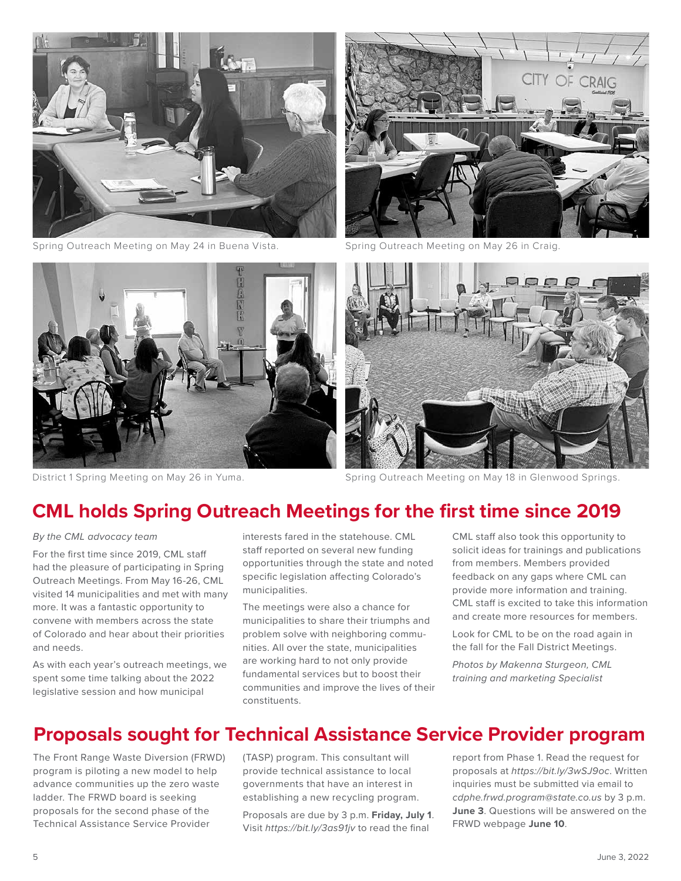Spring Outreach Meeting on May 24 in Buena Vista.

Spring Outreach Meeting on May 26 in Craig.

District 1 Spring Meeting on May 26 in Yuma.

Spring Outreach Meeting on May 18 in Glenwood Springs.

## CML holds Spring Outreach Meetings for the first time since 2019

*By the CML advocacy team*

For the first time since 2019, CML staff had the pleasure of participating in Spring Outreach Meetings. From May 16-26, CML visited 14 municipalities and met with many more. It was a fantastic opportunity to convene with members across the state of Colorado and hear about their priorities and needs.

As with each year's outreach meetings, we spent some time talking about the 2022 legislative session and how municipal interests fared in the statehouse. CML staff reported on several new funding opportunities through the state and noted specific legislation affecting Colorado's municipalities.

The meetings were also a chance for municipalities to share their triumphs and problem solve with neighboring communities. All over the state, municipalities are working hard to not only provide fundamental services but to boost their communities and improve the lives of their constituents.

CML staff also took this opportunity to solicit ideas for trainings and publications from members. Members provided feedback on any gaps where CML can provide more information and training. CML staff is excited to take this information and create more resources for members.

Look for CML to be on the road again in the fall for the Fall District Meetings.

*Photos by Makenna Sturgeon, CML training and marketing Specialist*

## Proposals sought for Technical Assistance Service Provider program

The Front Range Waste Diversion (FRWD) program is piloting a new model to help advance communities up the zero waste ladder. The FRWD board is seeking proposals for the second phase of the Technical Assistance Service Provider (TASP) program. This consultant will provide technical assistance to local governments that have an interest in establishing a new recycling program.

Proposals are due by 3 p.m. **Friday, July 1**. Visit *https://bit.ly/3as91jv* to read the final report from Phase 1. Read the request for proposals at *https://bit.ly/3wSJ9oc*. Written inquiries must be submitted via email to *cdphe.frwd.program@state.co.us* by 3 p.m. **June 3**. Questions will be answered on the FRWD webpage **June 10**.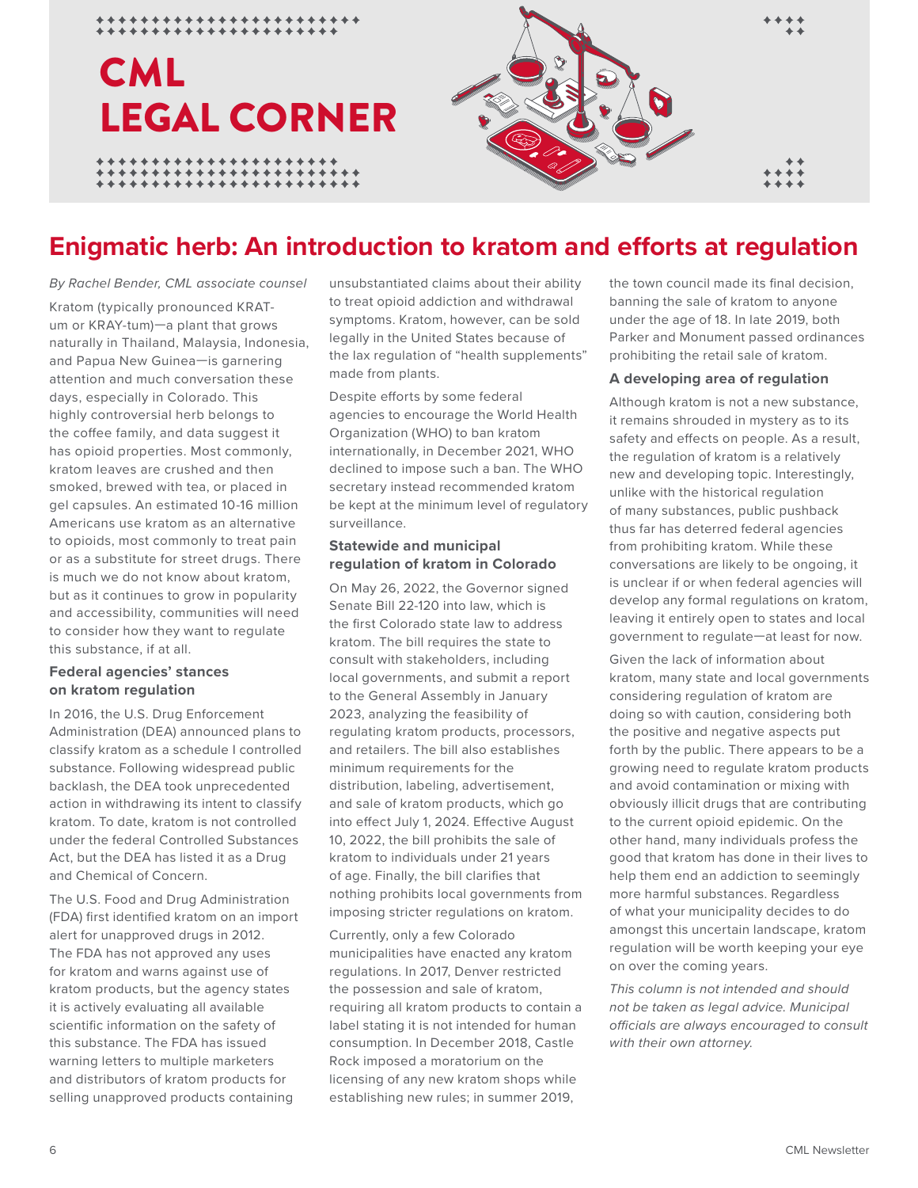# CML LEGAL CORNER

## Enigmatic herb: An introduction to kratom and efforts at regulation

*By Rachel Bender, CML associate counsel*

Kratom (typically pronounced KRAT-um or KRAY-tum)—a plant that grows naturally in Thailand, Malaysia, Indonesia, and Papua New Guinea—is garnering attention and much conversation these days, especially in Colorado. This highly controversial herb belongs to the coffee family, and data suggest it has opioid properties. Most commonly, kratom leaves are crushed and then smoked, brewed with tea, or placed in gel capsules. An estimated 10-16 million Americans use kratom as an alternative to opioids, most commonly to treat pain or as a substitute for street drugs. There is much we do not know about kratom, but as it continues to grow in popularity and accessibility, communities will need to consider how they want to regulate this substance, if at all.

### Federal agencies' stances on kratom regulation

In 2016, the U.S. Drug Enforcement Administration (DEA) announced plans to classify kratom as a schedule I controlled substance. Following widespread public backlash, the DEA took unprecedented action in withdrawing its intent to classify kratom. To date, kratom is not controlled under the federal Controlled Substances Act, but the DEA has listed it as a Drug and Chemical of Concern.

The U.S. Food and Drug Administration (FDA) first identified kratom on an import alert for unapproved drugs in 2012. The FDA has not approved any uses for kratom and warns against use of kratom products, but the agency states it is actively evaluating all available scientific information on the safety of this substance. The FDA has issued warning letters to multiple marketers and distributors of kratom products for selling unapproved products containing unsubstantiated claims about their ability to treat opioid addiction and withdrawal symptoms. Kratom, however, can be sold legally in the United States because of the lax regulation of "health supplements" made from plants.

Despite efforts by some federal agencies to encourage the World Health Organization (WHO) to ban kratom internationally, in December 2021, WHO declined to impose such a ban. The WHO secretary instead recommended kratom be kept at the minimum level of regulatory surveillance.

### Statewide and municipal regulation of kratom in Colorado

On May 26, 2022, the Governor signed Senate Bill 22-120 into law, which is the first Colorado state law to address kratom. The bill requires the state to consult with stakeholders, including local governments, and submit a report to the General Assembly in January 2023, analyzing the feasibility of regulating kratom products, processors, and retailers. The bill also establishes minimum requirements for the distribution, labeling, advertisement, and sale of kratom products, which go into effect July 1, 2024. Effective August 10, 2022, the bill prohibits the sale of kratom to individuals under 21 years of age. Finally, the bill clarifies that nothing prohibits local governments from imposing stricter regulations on kratom.

Currently, only a few Colorado municipalities have enacted any kratom regulations. In 2017, Denver restricted the possession and sale of kratom, requiring all kratom products to contain a label stating it is not intended for human consumption. In December 2018, Castle Rock imposed a moratorium on the licensing of any new kratom shops while establishing new rules; in summer 2019, the town council made its final decision, banning the sale of kratom to anyone under the age of 18. In late 2019, both Parker and Monument passed ordinances prohibiting the retail sale of kratom.

### A developing area of regulation

Although kratom is not a new substance, it remains shrouded in mystery as to its safety and effects on people. As a result, the regulation of kratom is a relatively new and developing topic. Interestingly, unlike with the historical regulation of many substances, public pushback thus far has deterred federal agencies from prohibiting kratom. While these conversations are likely to be ongoing, it is unclear if or when federal agencies will develop any formal regulations on kratom, leaving it entirely open to states and local government to regulate—at least for now.

Given the lack of information about kratom, many state and local governments considering regulation of kratom are doing so with caution, considering both the positive and negative aspects put forth by the public. There appears to be a growing need to regulate kratom products and avoid contamination or mixing with obviously illicit drugs that are contributing to the current opioid epidemic. On the other hand, many individuals profess the good that kratom has done in their lives to help them end an addiction to seemingly more harmful substances. Regardless of what your municipality decides to do amongst this uncertain landscape, kratom regulation will be worth keeping your eye on over the coming years.

*This column is not intended and should not be taken as legal advice. Municipal officials are always encouraged to consult with their own attorney.*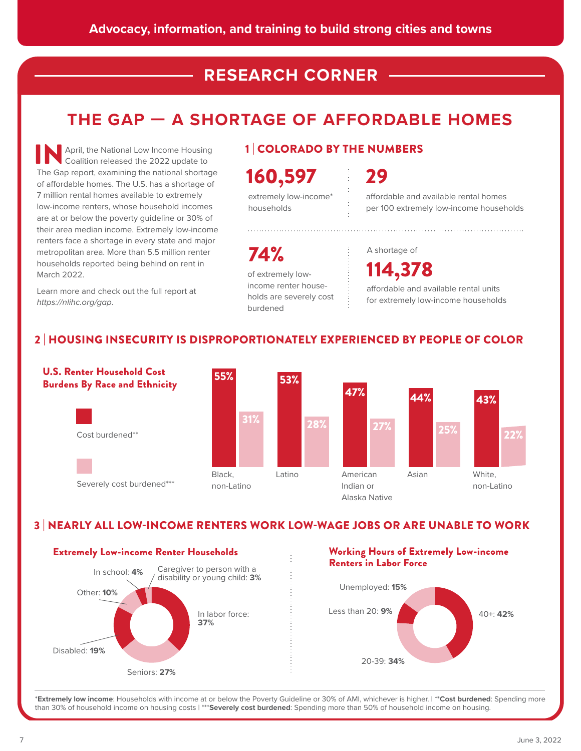Advocacy, information, and training to build strong cities and towns

## RESEARCH CORNER

# THE GAP — A SHORTAGE OF AFFORDABLE HOMES

IN April, the National Low Income Housing Coalition released the 2022 update to The Gap report, examining the national shortage of affordable homes. The U.S. has a shortage of 7 million rental homes available to extremely low-income renters, whose household incomes are at or below the poverty guideline or 30% of their area median income. Extremely low-income renters face a shortage in every state and major metropolitan area. More than 5.5 million renter households reported being behind on rent in March 2022.

Learn more and check out the full report at *https://nlihc.org/gap*.

## 1 | COLORADO BY THE NUMBERS

**160,597**
extremely low-income* households

**29**
affordable and available rental homes per 100 extremely low-income households

**74%**
of extremely low-income renter households are severely cost burdened

A shortage of **114,378** affordable and available rental units for extremely low-income households

## 2 | HOUSING INSECURITY IS DISPROPORTIONATELY EXPERIENCED BY PEOPLE OF COLOR

### U.S. Renter Household Cost Burdens By Race and Ethnicity

| Race/Ethnicity | Cost burdened** | Severely cost burdened*** |
|---|---|---|
| Black, non-Latino | 55% | 31% |
| Latino | 53% | 28% |
| American Indian or Alaska Native | 47% | 27% |
| Asian | 44% | 25% |
| White, non-Latino | 43% | 22% |

## 3 | NEARLY ALL LOW-INCOME RENTERS WORK LOW-WAGE JOBS OR ARE UNABLE TO WORK

### Extremely Low-income Renter Households

- In labor force: **37%**
- Seniors: **27%**
- Disabled: **19%**
- Other: **10%**
- In school: **4%**
- Caregiver to person with a disability or young child: **3%**

### Working Hours of Extremely Low-income Renters in Labor Force

- 40+: **42%**
- 20-39: **34%**
- Less than 20: **9%**
- Unemployed: **15%**

*__Extremely low income__: Households with income at or below the Poverty Guideline or 30% of AMI, whichever is higher. | **__Cost burdened__: Spending more than 30% of household income on housing costs | ***__Severely cost burdened__: Spending more than 50% of household income on housing.

June 3, 2022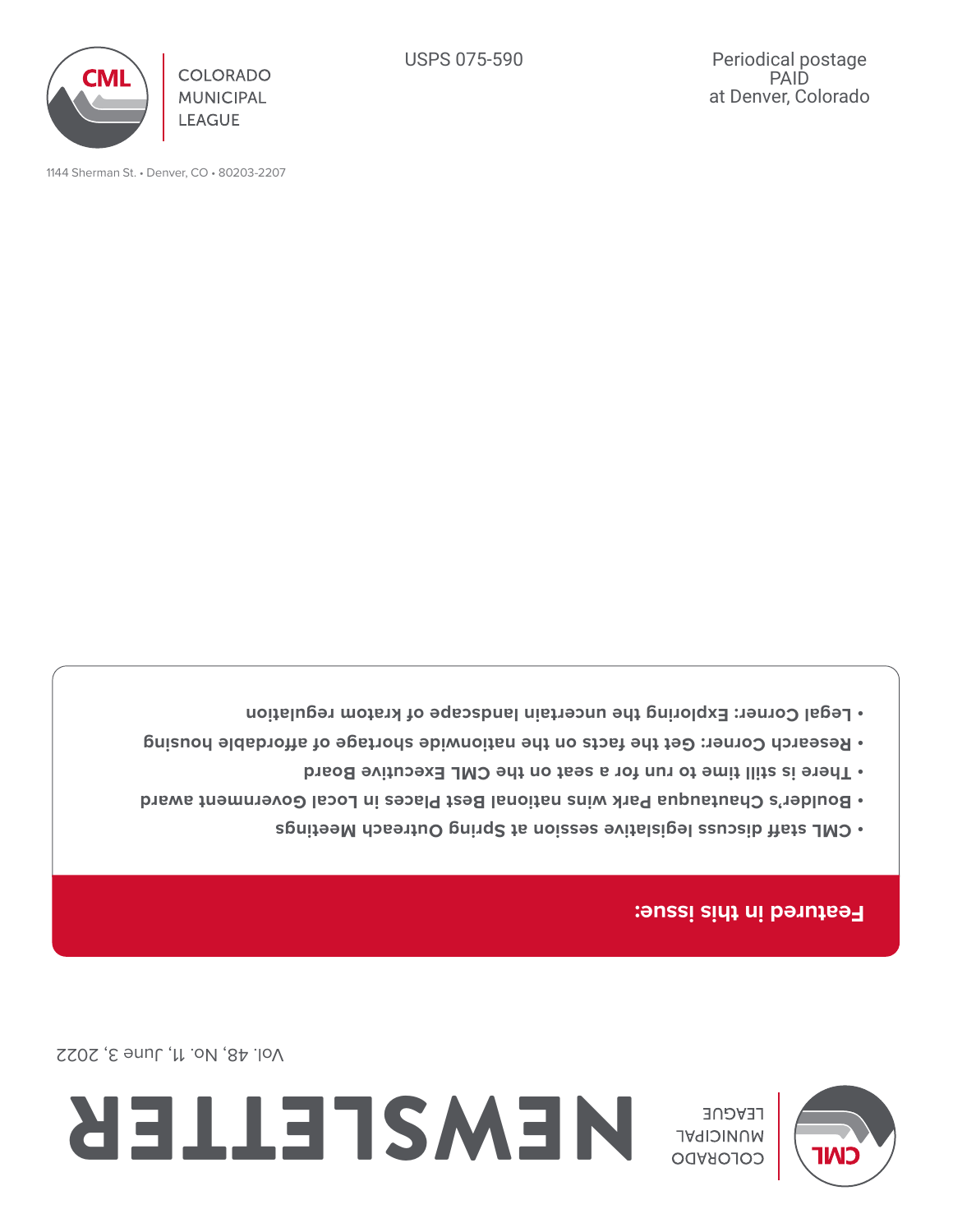COLORADO MUNICIPAL LEAGUE

1144 Sherman St. • Denver, CO • 80203-2207

USPS 075-590

Periodical postage PAID at Denver, Colorado

**Featured in this issue:**

- CML staff discuss legislative session at Spring Outreach Meetings
- Boulder's Chautauqua Park wins national Best Places in Local Government award
- There is still time to run for a seat on the CML Executive Board
- Research Corner: Get the facts on the nationwide shortage of affordable housing
- Legal Corner: Exploring the uncertain landscape of kratom regulation

Vol. 48, No. 11, June 3, 2022

# NEWSLETTER

COLORADO MUNICIPAL LEAGUE